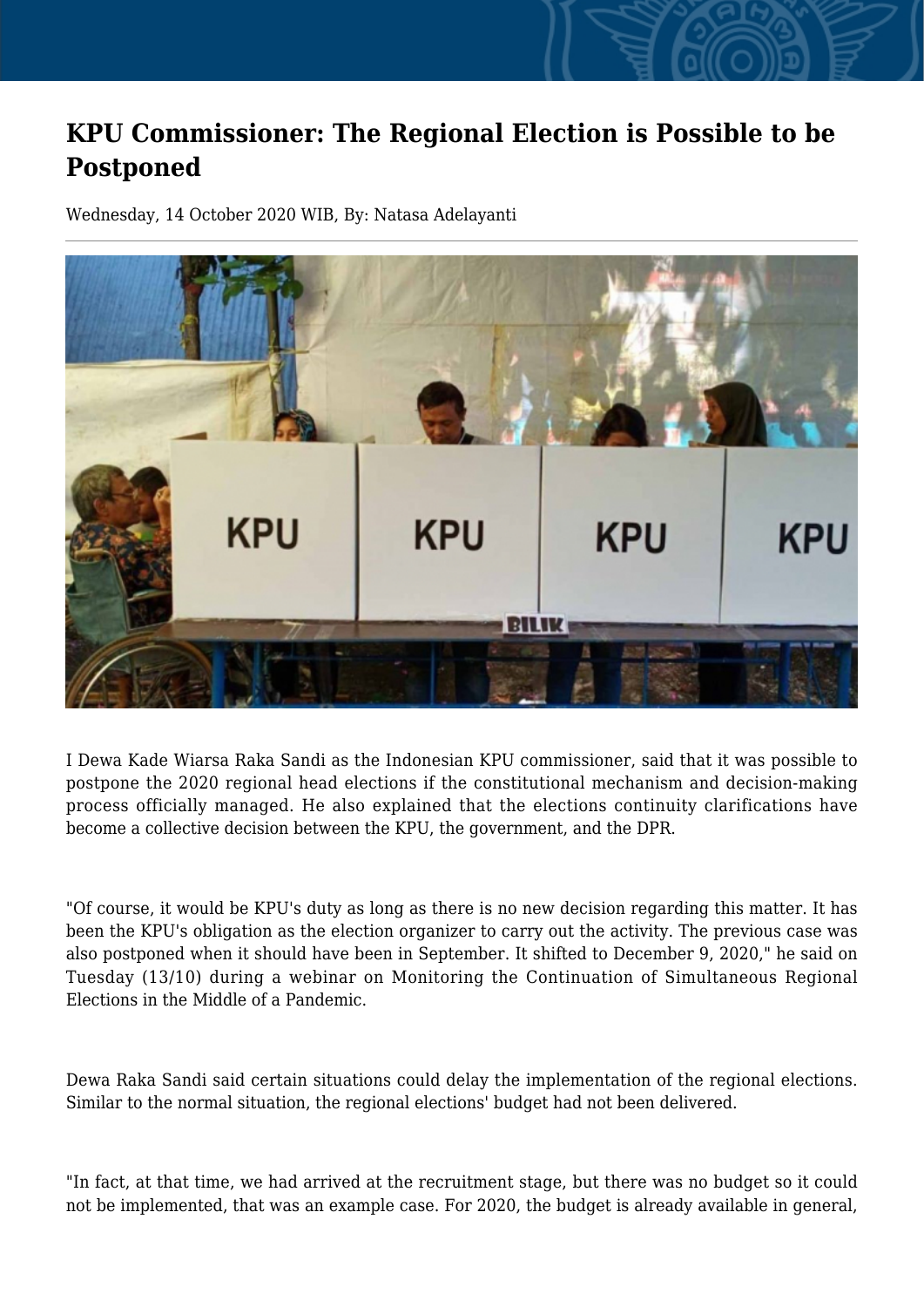# KPU Commissioner: The Regional Election is Possible to be Postponed

Wednesday, 14 October 2020 WIB, By: Natasa Adelayanti

I Dewa Kade Wiarsa Raka Sandi as the Indonesian KPU commissioner, said that it was possible to postpone the 2020 regional head elections if the constitutional mechanism and decision-making process officially managed. He also explained that the elections continuity clarifications have become a collective decision between the KPU, the government, and the DPR.

"Of course, it would be KPU's duty as long as there is no new decision regarding this matter. It has been the KPU's obligation as the election organizer to carry out the activity. The previous case was also postponed when it should have been in September. It shifted to December 9, 2020," he said on Tuesday (13/10) during a webinar on Monitoring the Continuation of Simultaneous Regional Elections in the Middle of a Pandemic.

Dewa Raka Sandi said certain situations could delay the implementation of the regional elections. Similar to the normal situation, the regional elections' budget had not been delivered.

"In fact, at that time, we had arrived at the recruitment stage, but there was no budget so it could not be implemented, that was an example case. For 2020, the budget is already available in general,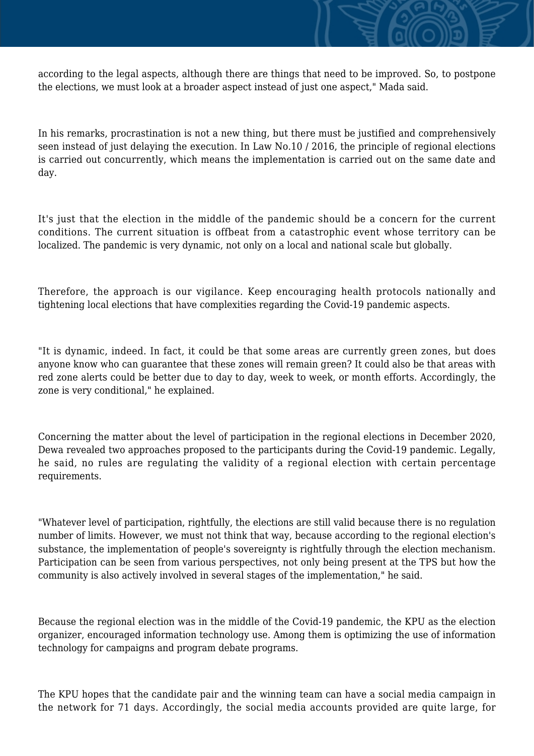according to the legal aspects, although there are things that need to be improved. So, to postpone the elections, we must look at a broader aspect instead of just one aspect," Mada said.

In his remarks, procrastination is not a new thing, but there must be justified and comprehensively seen instead of just delaying the execution. In Law No.10 / 2016, the principle of regional elections is carried out concurrently, which means the implementation is carried out on the same date and day.

It's just that the election in the middle of the pandemic should be a concern for the current conditions. The current situation is offbeat from a catastrophic event whose territory can be localized. The pandemic is very dynamic, not only on a local and national scale but globally.

Therefore, the approach is our vigilance. Keep encouraging health protocols nationally and tightening local elections that have complexities regarding the Covid-19 pandemic aspects.

"It is dynamic, indeed. In fact, it could be that some areas are currently green zones, but does anyone know who can guarantee that these zones will remain green? It could also be that areas with red zone alerts could be better due to day to day, week to week, or month efforts. Accordingly, the zone is very conditional," he explained.

Concerning the matter about the level of participation in the regional elections in December 2020, Dewa revealed two approaches proposed to the participants during the Covid-19 pandemic. Legally, he said, no rules are regulating the validity of a regional election with certain percentage requirements.

"Whatever level of participation, rightfully, the elections are still valid because there is no regulation number of limits. However, we must not think that way, because according to the regional election's substance, the implementation of people's sovereignty is rightfully through the election mechanism. Participation can be seen from various perspectives, not only being present at the TPS but how the community is also actively involved in several stages of the implementation," he said.

Because the regional election was in the middle of the Covid-19 pandemic, the KPU as the election organizer, encouraged information technology use. Among them is optimizing the use of information technology for campaigns and program debate programs.

The KPU hopes that the candidate pair and the winning team can have a social media campaign in the network for 71 days. Accordingly, the social media accounts provided are quite large, for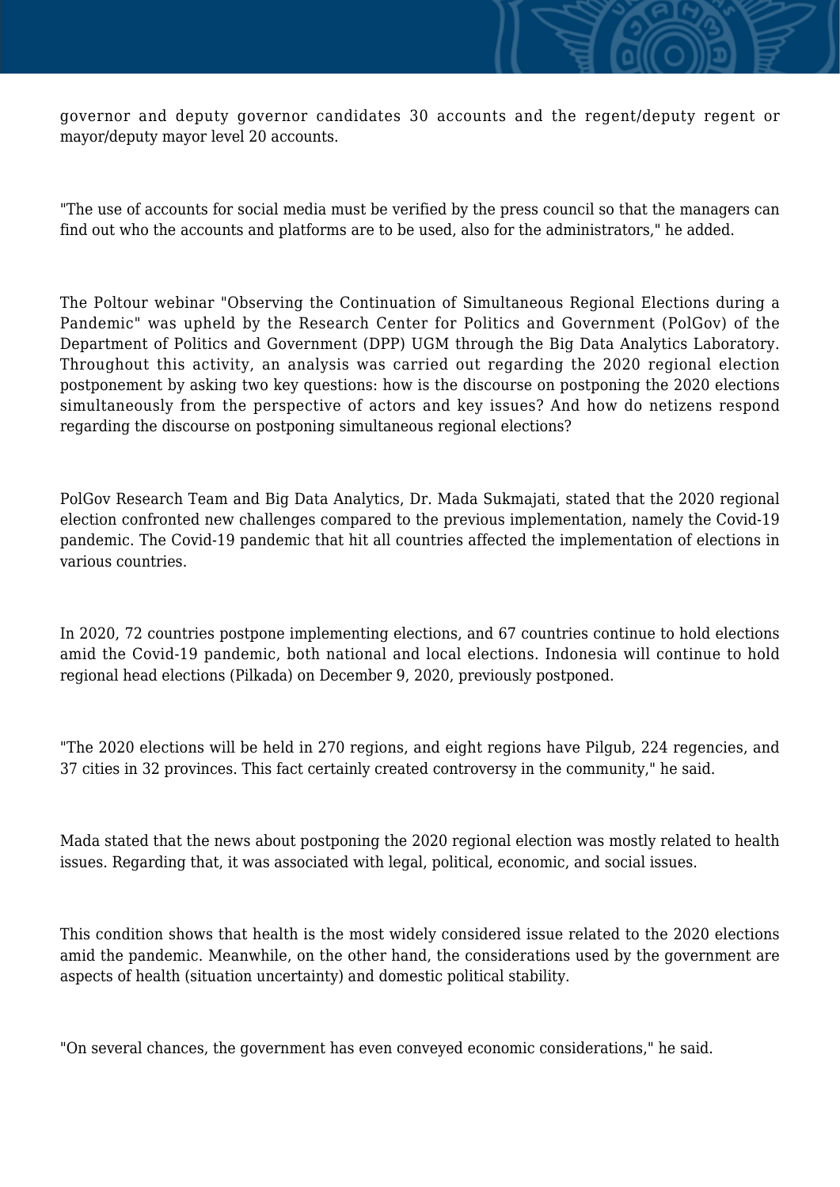governor and deputy governor candidates 30 accounts and the regent/deputy regent or mayor/deputy mayor level 20 accounts.

"The use of accounts for social media must be verified by the press council so that the managers can find out who the accounts and platforms are to be used, also for the administrators," he added.

The Poltour webinar "Observing the Continuation of Simultaneous Regional Elections during a Pandemic" was upheld by the Research Center for Politics and Government (PolGov) of the Department of Politics and Government (DPP) UGM through the Big Data Analytics Laboratory. Throughout this activity, an analysis was carried out regarding the 2020 regional election postponement by asking two key questions: how is the discourse on postponing the 2020 elections simultaneously from the perspective of actors and key issues? And how do netizens respond regarding the discourse on postponing simultaneous regional elections?

PolGov Research Team and Big Data Analytics, Dr. Mada Sukmajati, stated that the 2020 regional election confronted new challenges compared to the previous implementation, namely the Covid-19 pandemic. The Covid-19 pandemic that hit all countries affected the implementation of elections in various countries.

In 2020, 72 countries postpone implementing elections, and 67 countries continue to hold elections amid the Covid-19 pandemic, both national and local elections. Indonesia will continue to hold regional head elections (Pilkada) on December 9, 2020, previously postponed.

"The 2020 elections will be held in 270 regions, and eight regions have Pilgub, 224 regencies, and 37 cities in 32 provinces. This fact certainly created controversy in the community," he said.

Mada stated that the news about postponing the 2020 regional election was mostly related to health issues. Regarding that, it was associated with legal, political, economic, and social issues.

This condition shows that health is the most widely considered issue related to the 2020 elections amid the pandemic. Meanwhile, on the other hand, the considerations used by the government are aspects of health (situation uncertainty) and domestic political stability.

"On several chances, the government has even conveyed economic considerations," he said.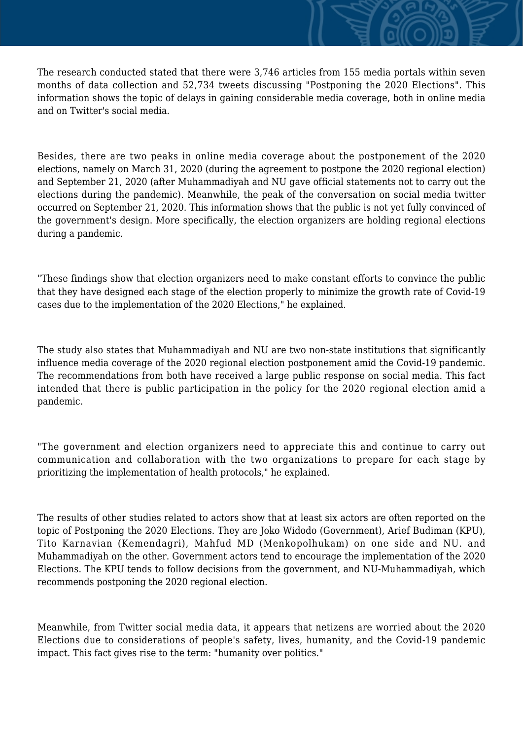The research conducted stated that there were 3,746 articles from 155 media portals within seven months of data collection and 52,734 tweets discussing "Postponing the 2020 Elections". This information shows the topic of delays in gaining considerable media coverage, both in online media and on Twitter's social media.

Besides, there are two peaks in online media coverage about the postponement of the 2020 elections, namely on March 31, 2020 (during the agreement to postpone the 2020 regional election) and September 21, 2020 (after Muhammadiyah and NU gave official statements not to carry out the elections during the pandemic). Meanwhile, the peak of the conversation on social media twitter occurred on September 21, 2020. This information shows that the public is not yet fully convinced of the government's design. More specifically, the election organizers are holding regional elections during a pandemic.

"These findings show that election organizers need to make constant efforts to convince the public that they have designed each stage of the election properly to minimize the growth rate of Covid-19 cases due to the implementation of the 2020 Elections," he explained.

The study also states that Muhammadiyah and NU are two non-state institutions that significantly influence media coverage of the 2020 regional election postponement amid the Covid-19 pandemic. The recommendations from both have received a large public response on social media. This fact intended that there is public participation in the policy for the 2020 regional election amid a pandemic.

"The government and election organizers need to appreciate this and continue to carry out communication and collaboration with the two organizations to prepare for each stage by prioritizing the implementation of health protocols," he explained.

The results of other studies related to actors show that at least six actors are often reported on the topic of Postponing the 2020 Elections. They are Joko Widodo (Government), Arief Budiman (KPU), Tito Karnavian (Kemendagri), Mahfud MD (Menkopolhukam) on one side and NU. and Muhammadiyah on the other. Government actors tend to encourage the implementation of the 2020 Elections. The KPU tends to follow decisions from the government, and NU-Muhammadiyah, which recommends postponing the 2020 regional election.

Meanwhile, from Twitter social media data, it appears that netizens are worried about the 2020 Elections due to considerations of people's safety, lives, humanity, and the Covid-19 pandemic impact. This fact gives rise to the term: "humanity over politics."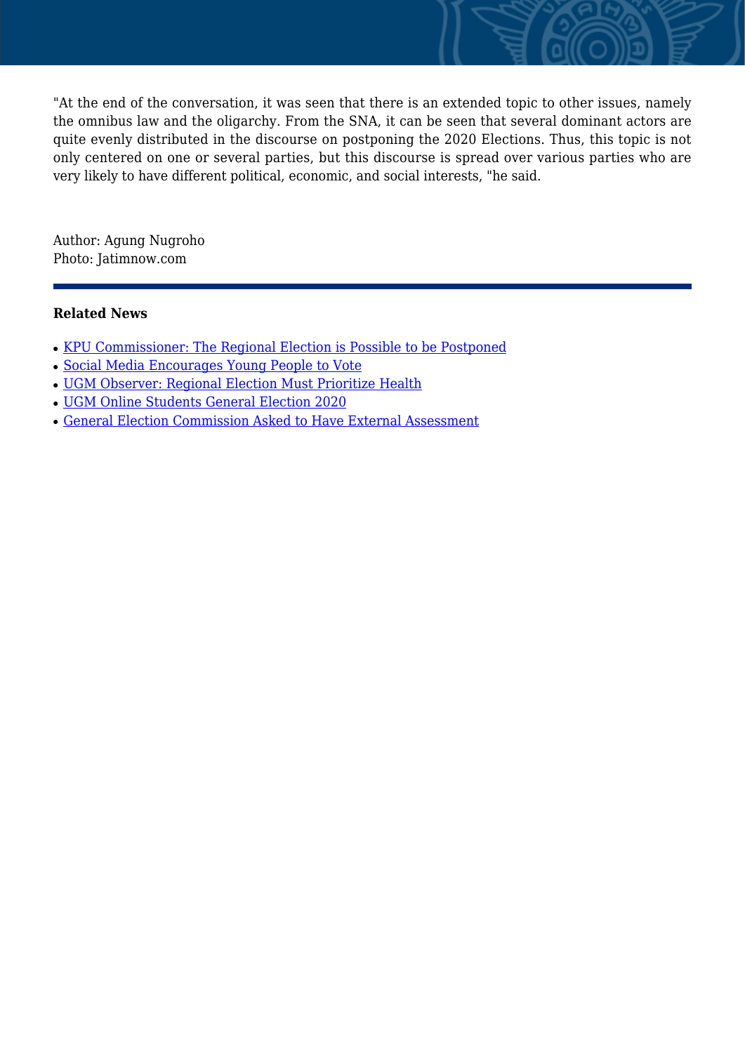"At the end of the conversation, it was seen that there is an extended topic to other issues, namely the omnibus law and the oligarchy. From the SNA, it can be seen that several dominant actors are quite evenly distributed in the discourse on postponing the 2020 Elections. Thus, this topic is not only centered on one or several parties, but this discourse is spread over various parties who are very likely to have different political, economic, and social interests, "he said.

Author: Agung Nugroho
Photo: Jatimnow.com

**Related News**

- KPU Commissioner: The Regional Election is Possible to be Postponed
- Social Media Encourages Young People to Vote
- UGM Observer: Regional Election Must Prioritize Health
- UGM Online Students General Election 2020
- General Election Commission Asked to Have External Assessment